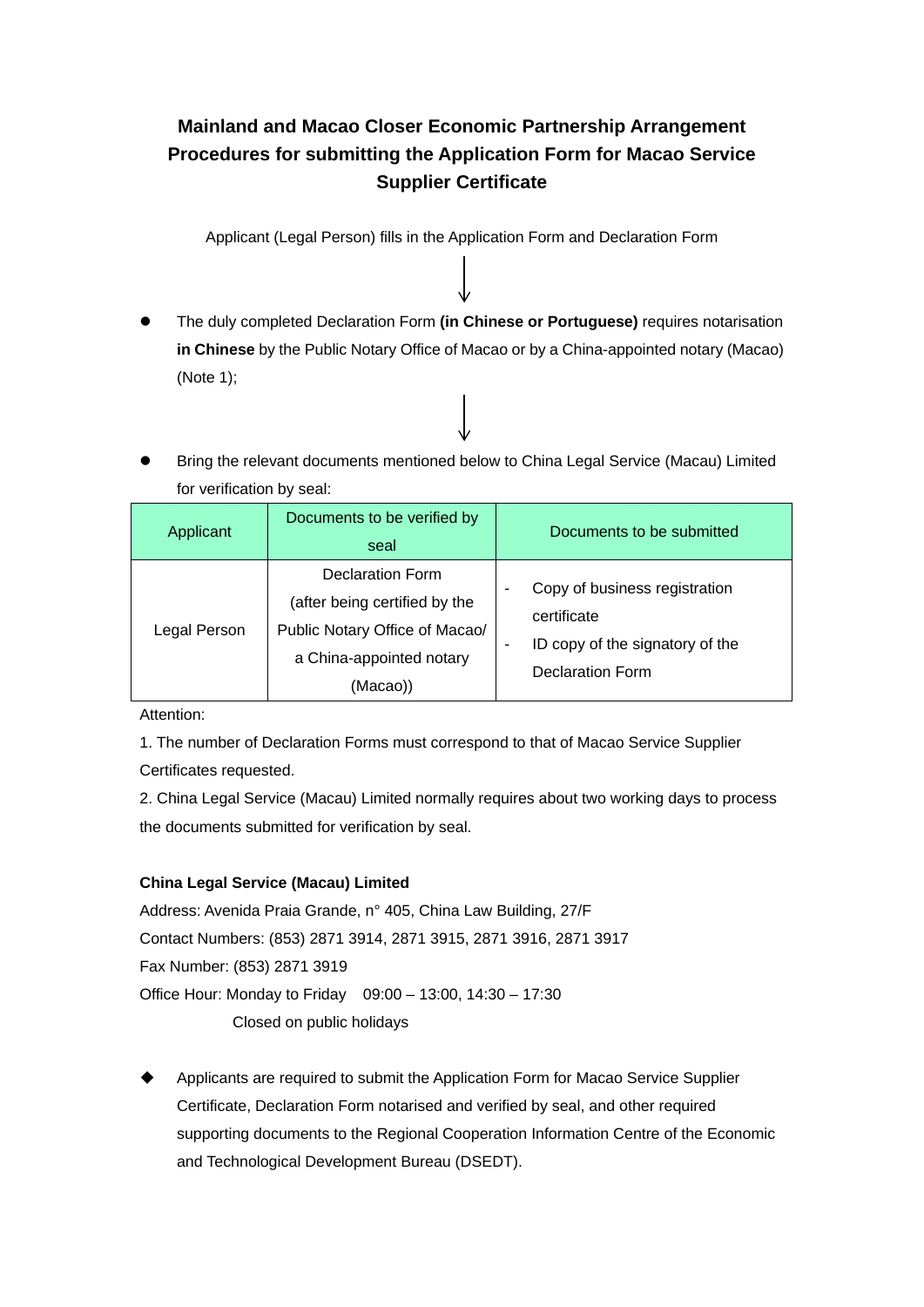# Mainland and Macao Closer Economic Partnership Arrangement
# Procedures for submitting the Application Form for Macao Service Supplier Certificate

Applicant (Legal Person) fills in the Application Form and Declaration Form

↓

- The duly completed Declaration Form **(in Chinese or Portuguese)** requires notarisation **in Chinese** by the Public Notary Office of Macao or by a China-appointed notary (Macao) (Note 1);

↓

- Bring the relevant documents mentioned below to China Legal Service (Macau) Limited for verification by seal:

| Applicant | Documents to be verified by seal | Documents to be submitted |
|---|---|---|
| Legal Person | Declaration Form (after being certified by the Public Notary Office of Macao/ a China-appointed notary (Macao)) | - Copy of business registration certificate<br>- ID copy of the signatory of the Declaration Form |

Attention:

1. The number of Declaration Forms must correspond to that of Macao Service Supplier Certificates requested.
2. China Legal Service (Macau) Limited normally requires about two working days to process the documents submitted for verification by seal.

**China Legal Service (Macau) Limited**

Address: Avenida Praia Grande, n° 405, China Law Building, 27/F

Contact Numbers: (853) 2871 3914, 2871 3915, 2871 3916, 2871 3917

Fax Number: (853) 2871 3919

Office Hour: Monday to Friday 09:00 – 13:00, 14:30 – 17:30

Closed on public holidays

- Applicants are required to submit the Application Form for Macao Service Supplier Certificate, Declaration Form notarised and verified by seal, and other required supporting documents to the Regional Cooperation Information Centre of the Economic and Technological Development Bureau (DSEDT).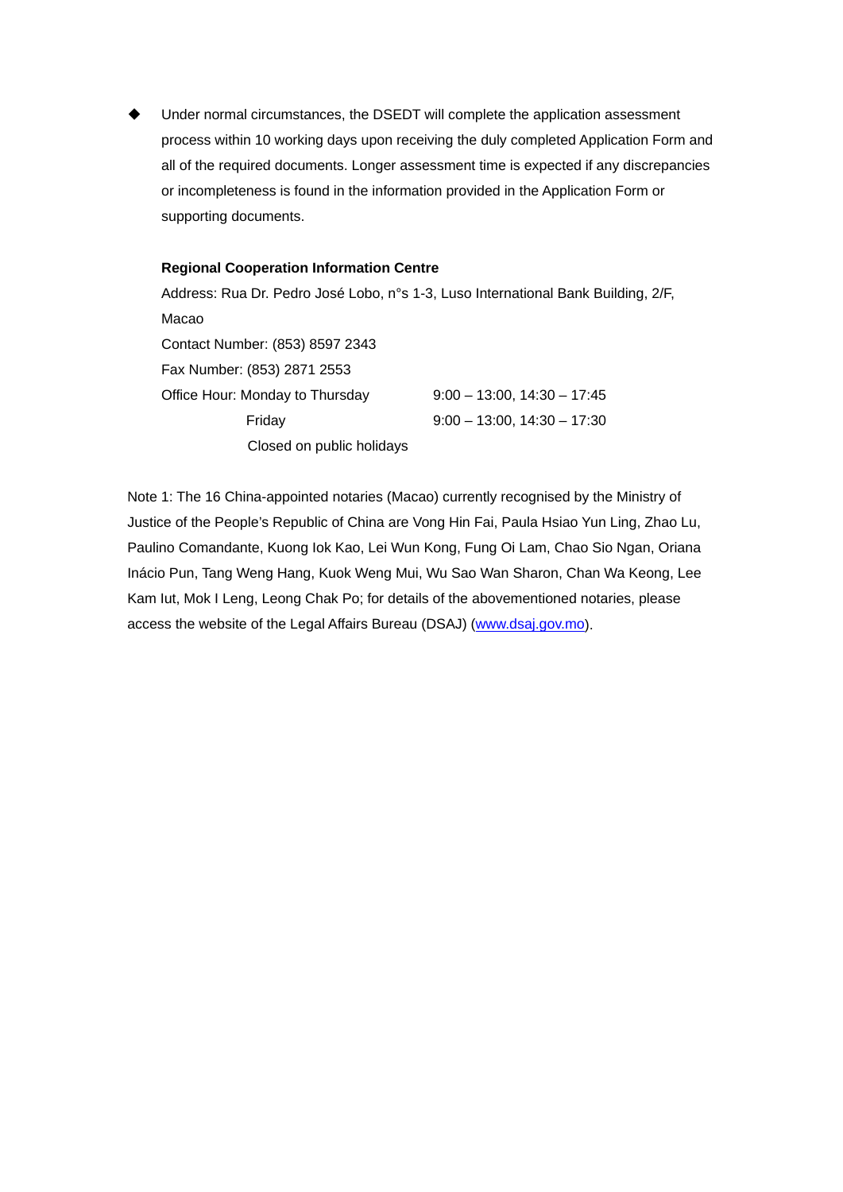- Under normal circumstances, the DSEDT will complete the application assessment process within 10 working days upon receiving the duly completed Application Form and all of the required documents. Longer assessment time is expected if any discrepancies or incompleteness is found in the information provided in the Application Form or supporting documents.

  **Regional Cooperation Information Centre**

  Address: Rua Dr. Pedro José Lobo, n°s 1-3, Luso International Bank Building, 2/F, Macao

  Contact Number: (853) 8597 2343

  Fax Number: (853) 2871 2553

  Office Hour: Monday to Thursday 9:00 – 13:00, 14:30 – 17:45

  Friday 9:00 – 13:00, 14:30 – 17:30

  Closed on public holidays

Note 1: The 16 China-appointed notaries (Macao) currently recognised by the Ministry of Justice of the People's Republic of China are Vong Hin Fai, Paula Hsiao Yun Ling, Zhao Lu, Paulino Comandante, Kuong Iok Kao, Lei Wun Kong, Fung Oi Lam, Chao Sio Ngan, Oriana Inácio Pun, Tang Weng Hang, Kuok Weng Mui, Wu Sao Wan Sharon, Chan Wa Keong, Lee Kam Iut, Mok I Leng, Leong Chak Po; for details of the abovementioned notaries, please access the website of the Legal Affairs Bureau (DSAJ) (www.dsaj.gov.mo).